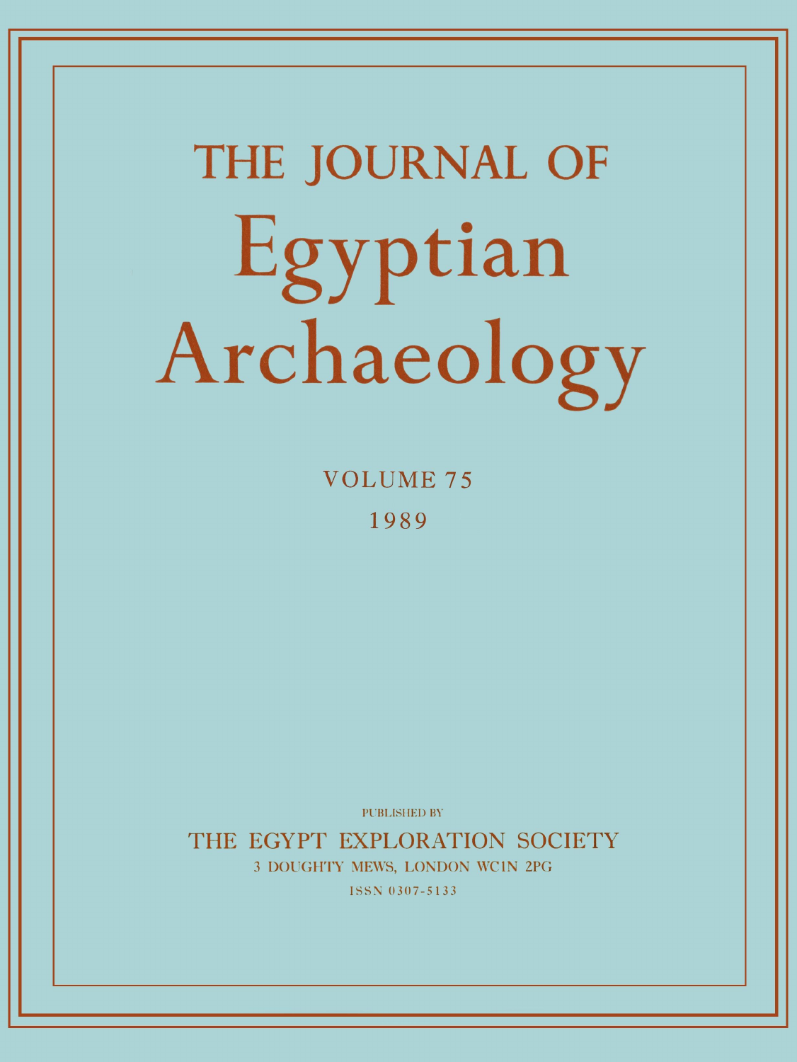# THE JOURNAL OF Egyptian Archaeology

VOLUME 75

1989

PUBLISHED BY

THE EGYPT EXPLORATION SOCIETY

3 DOUGHTY MEWS, LONDON WC1N 2PG

ISSN 0307-5133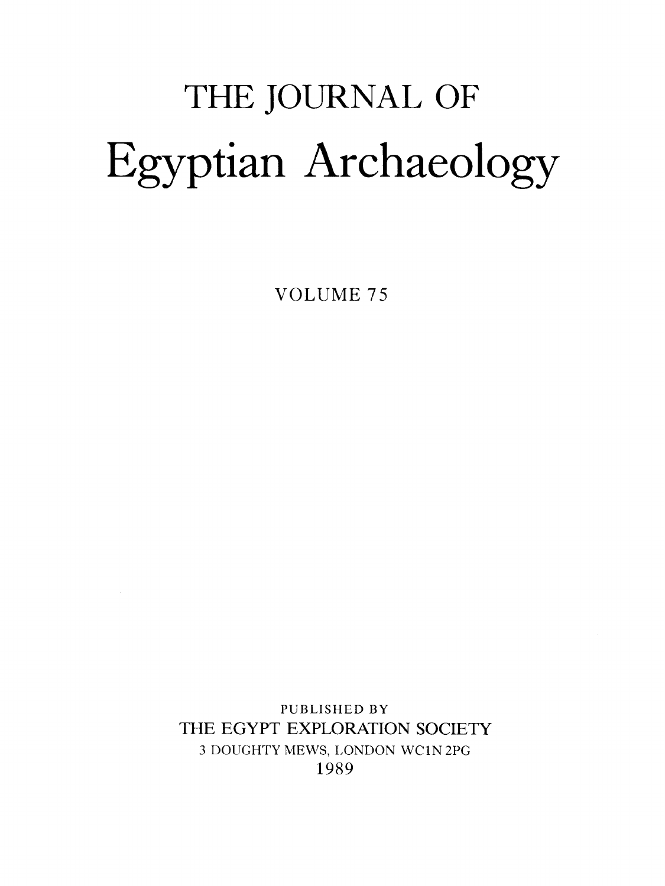# THE JOURNAL OF

# Egyptian Archaeology

VOLUME 75

PUBLISHED BY

THE EGYPT EXPLORATION SOCIETY

3 DOUGHTY MEWS, LONDON WC1N 2PG

1989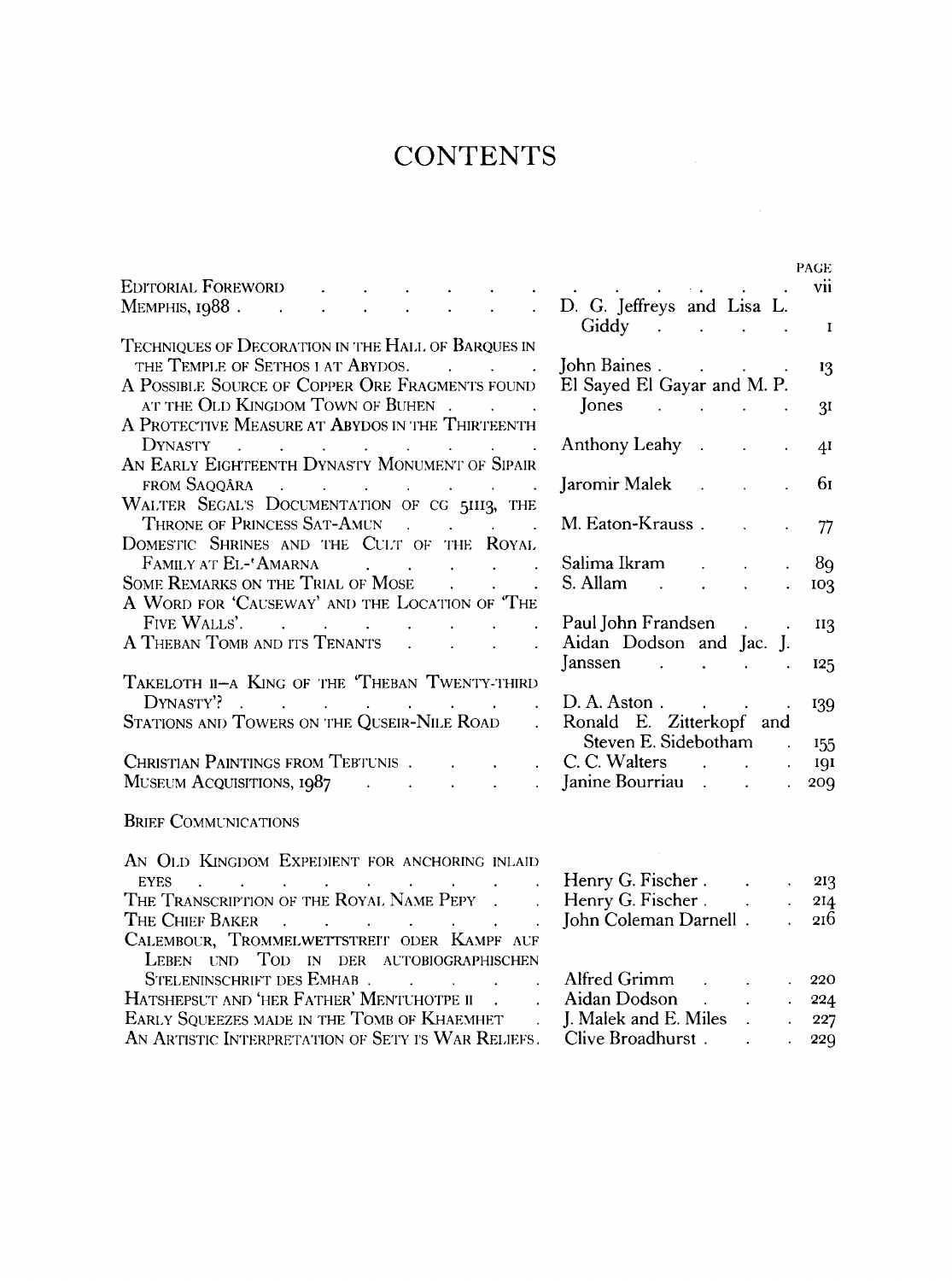# CONTENTS

| | | PAGE |
|---|---|---|
| EDITORIAL FOREWORD | | vii |
| MEMPHIS, 1988 | D. G. Jeffreys and Lisa L. Giddy | 1 |
| TECHNIQUES OF DECORATION IN THE HALL OF BARQUES IN THE TEMPLE OF SETHOS I AT ABYDOS | John Baines | 13 |
| A POSSIBLE SOURCE OF COPPER ORE FRAGMENTS FOUND AT THE OLD KINGDOM TOWN OF BUHEN | El Sayed El Gayar and M. P. Jones | 31 |
| A PROTECTIVE MEASURE AT ABYDOS IN THE THIRTEENTH DYNASTY | Anthony Leahy | 41 |
| AN EARLY EIGHTEENTH DYNASTY MONUMENT OF SIPAIR FROM SAQQÂRA | Jaromir Malek | 61 |
| WALTER SEGAL'S DOCUMENTATION OF CG 51113, THE THRONE OF PRINCESS SAT-AMUN | M. Eaton-Krauss | 77 |
| DOMESTIC SHRINES AND THE CULT OF THE ROYAL FAMILY AT EL-'AMARNA | Salima Ikram | 89 |
| SOME REMARKS ON THE TRIAL OF MOSE | S. Allam | 103 |
| A WORD FOR 'CAUSEWAY' AND THE LOCATION OF 'THE FIVE WALLS' | Paul John Frandsen | 113 |
| A THEBAN TOMB AND ITS TENANTS | Aidan Dodson and Jac. J. Janssen | 125 |
| TAKELOTH II—A KING OF THE 'THEBAN TWENTY-THIRD DYNASTY'? | D. A. Aston | 139 |
| STATIONS AND TOWERS ON THE QUSEIR-NILE ROAD | Ronald E. Zitterkopf and Steven E. Sidebotham | 155 |
| CHRISTIAN PAINTINGS FROM TEBTUNIS | C. C. Walters | 191 |
| MUSEUM ACQUISITIONS, 1987 | Janine Bourriau | 209 |

## BRIEF COMMUNICATIONS

| | | |
|---|---|---|
| AN OLD KINGDOM EXPEDIENT FOR ANCHORING INLAID EYES | Henry G. Fischer | 213 |
| THE TRANSCRIPTION OF THE ROYAL NAME PEPY | Henry G. Fischer | 214 |
| THE CHIEF BAKER | John Coleman Darnell | 216 |
| CALEMBOUR, TROMMELWETTSTREIT ODER KAMPF AUF LEBEN UND TOD IN DER AUTOBIOGRAPHISCHEN STELENINSCHRIFT DES EMHAB | Alfred Grimm | 220 |
| HATSHEPSUT AND 'HER FATHER' MENTUHOTPE II | Aidan Dodson | 224 |
| EARLY SQUEEZES MADE IN THE TOMB OF KHAEMHET | J. Malek and E. Miles | 227 |
| AN ARTISTIC INTERPRETATION OF SETY I'S WAR RELIEFS | Clive Broadhurst | 229 |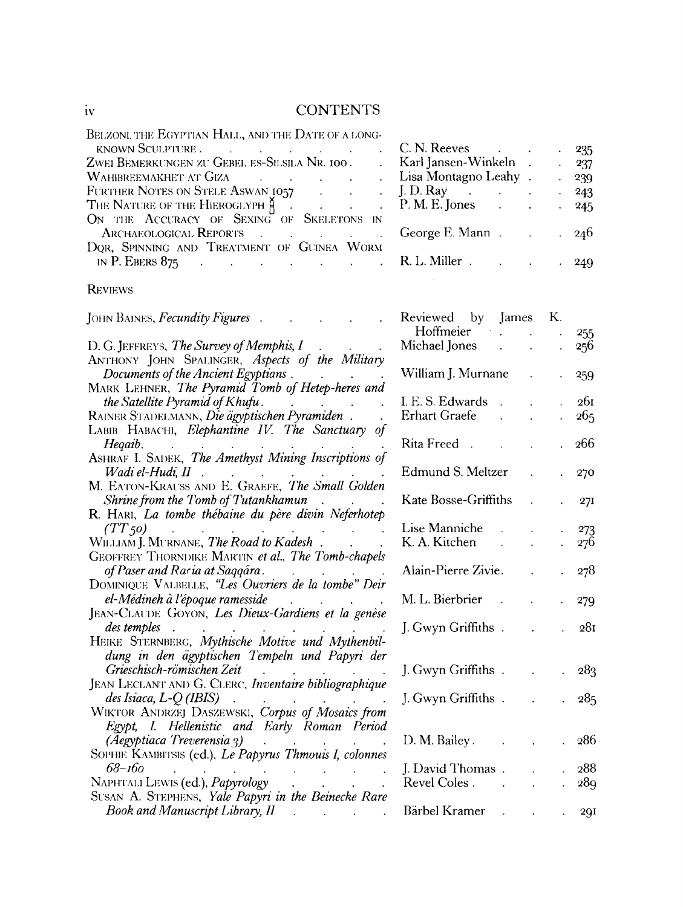# CONTENTS

| | | |
|---|---|---|
| Belzoni, the Egyptian Hall, and the Date of a Long-known Sculpture | C. N. Reeves | 235 |
| Zwei Bemerkungen zu Gebel es-Silsila Nr. 100 | Karl Jansen-Winkeln | 237 |
| Wahibreemakhet at Giza | Lisa Montagno Leahy | 239 |
| Further Notes on Stele Aswan 1057 | J. D. Ray | 243 |
| The Nature of the Hieroglyph 𓋴 | P. M. E. Jones | 245 |
| On the Accuracy of Sexing of Skeletons in Archaeological Reports | George E. Mann | 246 |
| Dqr, Spinning and Treatment of Guinea Worm in P. Ebers 875 | R. L. Miller | 249 |

## Reviews

| | | |
|---|---|---|
| John Baines, *Fecundity Figures* | Reviewed by James K. Hoffmeier | 255 |
| D. G. Jeffreys, *The Survey of Memphis, I* | Michael Jones | 256 |
| Anthony John Spalinger, *Aspects of the Military Documents of the Ancient Egyptians* | William J. Murnane | 259 |
| Mark Lehner, *The Pyramid Tomb of Hetep-heres and the Satellite Pyramid of Khufu* | I. E. S. Edwards | 261 |
| Rainer Stadelmann, *Die ägyptischen Pyramiden* | Erhart Graefe | 265 |
| Labib Habachi, *Elephantine IV. The Sanctuary of Heqaib* | Rita Freed | 266 |
| Ashraf I. Sadek, *The Amethyst Mining Inscriptions of Wadi el-Hudi, II* | Edmund S. Meltzer | 270 |
| M. Eaton-Krauss and E. Graefe, *The Small Golden Shrine from the Tomb of Tutankhamun* | Kate Bosse-Griffiths | 271 |
| R. Hari, *La tombe thébaine du père divin Neferhotep (TT 50)* | Lise Manniche | 273 |
| William J. Murnane, *The Road to Kadesh* | K. A. Kitchen | 276 |
| Geoffrey Thorndike Martin *et al.*, *The Tomb-chapels of Paser and Raᶜia at Saqqâra* | Alain-Pierre Zivie | 278 |
| Dominique Valbelle, *"Les Ouvriers de la tombe" Deir el-Médineh à l'époque ramesside* | M. L. Bierbrier | 279 |
| Jean-Claude Goyon, *Les Dieux-Gardiens et la genèse des temples* | J. Gwyn Griffiths | 281 |
| Heike Sternberg, *Mythische Motive und Mythenbildung in den ägyptischen Tempeln und Papyri der Grieschisch-römischen Zeit* | J. Gwyn Griffiths | 283 |
| Jean Leclant and G. Clerc, *Inventaire bibliographique des Isiaca, L-Q (IBIS)* | J. Gwyn Griffiths | 285 |
| Wiktor Andrzej Daszewski, *Corpus of Mosaics from Egypt, I. Hellenistic and Early Roman Period (Aegyptiaca Treverensia 3)* | D. M. Bailey | 286 |
| Sophie Kambitsis (ed.), *Le Papyrus Thmouis I, colonnes 68–160* | J. David Thomas | 288 |
| Naphtali Lewis (ed.), *Papyrology* | Revel Coles | 289 |
| Susan A. Stephens, *Yale Papyri in the Beinecke Rare Book and Manuscript Library, II* | Bärbel Kramer | 291 |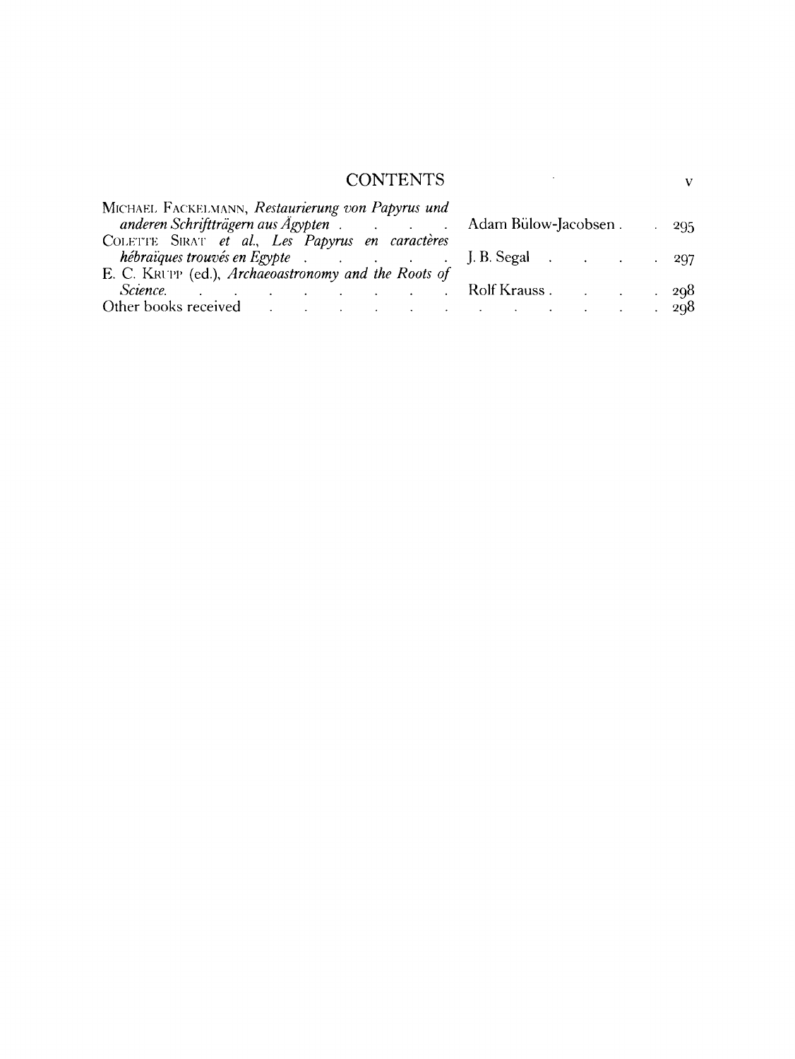CONTENTS

| | | |
|---|---|---|
| MICHAEL FACKELMANN, *Restaurierung von Papyrus und anderen Schriftträgern aus Ägypten* | Adam Bülow-Jacobsen | 295 |
| COLETTE SIRAT *et al.*, *Les Papyrus en caractères hébraïques trouvés en Egypte* | J. B. Segal | 297 |
| E. C. KRUPP (ed.), *Archaeoastronomy and the Roots of Science.* | Rolf Krauss | 298 |
| Other books received | | 298 |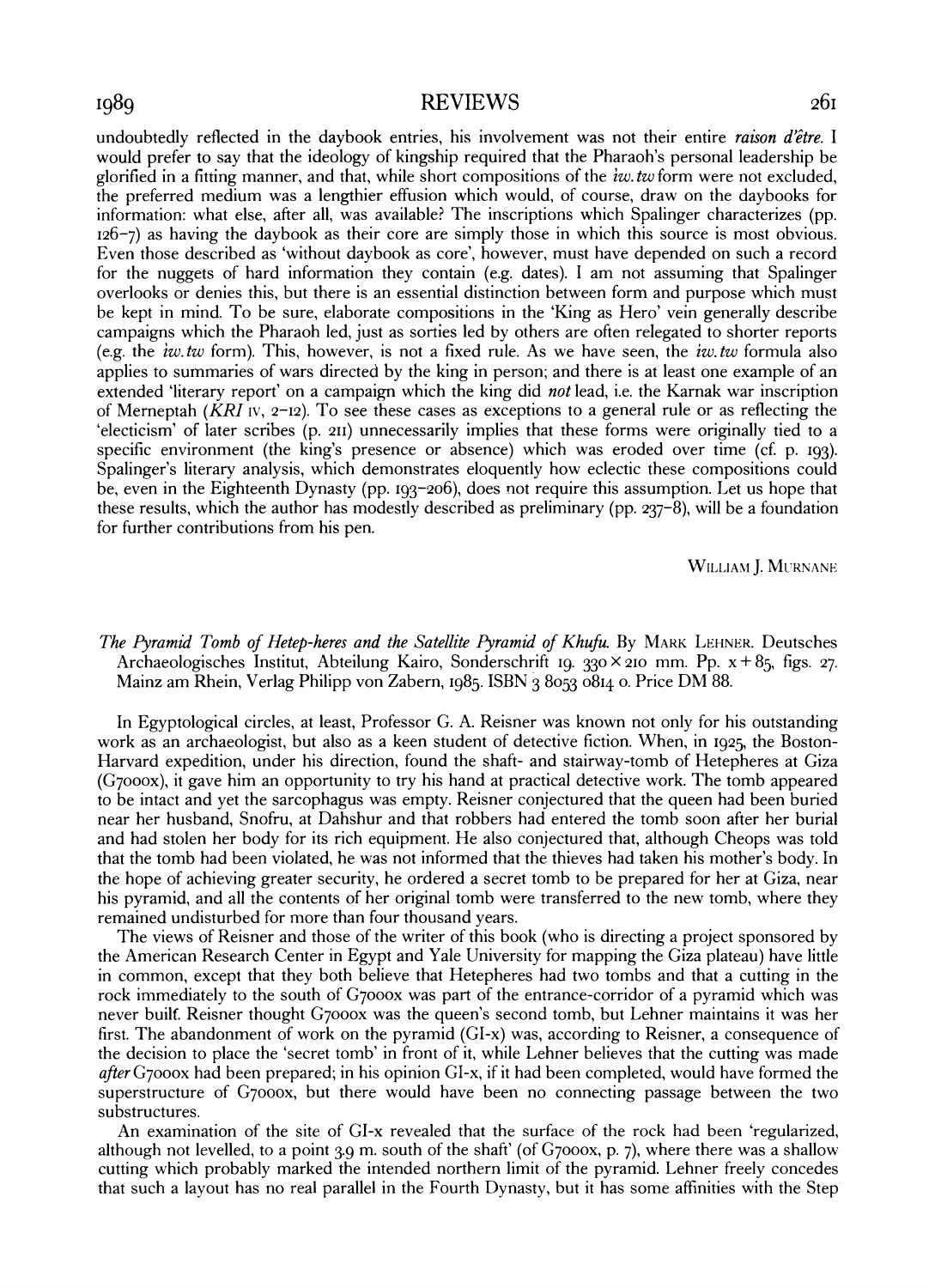undoubtedly reflected in the daybook entries, his involvement was not their entire *raison d'être*. I would prefer to say that the ideology of kingship required that the Pharaoh's personal leadership be glorified in a fitting manner, and that, while short compositions of the *iw.tw* form were not excluded, the preferred medium was a lengthier effusion which would, of course, draw on the daybooks for information: what else, after all, was available? The inscriptions which Spalinger characterizes (pp. 126–7) as having the daybook as their core are simply those in which this source is most obvious. Even those described as 'without daybook as core', however, must have depended on such a record for the nuggets of hard information they contain (e.g. dates). I am not assuming that Spalinger overlooks or denies this, but there is an essential distinction between form and purpose which must be kept in mind. To be sure, elaborate compositions in the 'King as Hero' vein generally describe campaigns which the Pharaoh led, just as sorties led by others are often relegated to shorter reports (e.g. the *iw.tw* form). This, however, is not a fixed rule. As we have seen, the *iw.tw* formula also applies to summaries of wars directed by the king in person; and there is at least one example of an extended 'literary report' on a campaign which the king did *not* lead, i.e. the Karnak war inscription of Merneptah (*KRI* IV, 2–12). To see these cases as exceptions to a general rule or as reflecting the 'electicism' of later scribes (p. 211) unnecessarily implies that these forms were originally tied to a specific environment (the king's presence or absence) which was eroded over time (cf. p. 193). Spalinger's literary analysis, which demonstrates eloquently how eclectic these compositions could be, even in the Eighteenth Dynasty (pp. 193–206), does not require this assumption. Let us hope that these results, which the author has modestly described as preliminary (pp. 237–8), will be a foundation for further contributions from his pen.

WILLIAM J. MURNANE

*The Pyramid Tomb of Hetep-heres and the Satellite Pyramid of Khufu*. By MARK LEHNER. Deutsches Archaeologisches Institut, Abteilung Kairo, Sonderschrift 19. 330 × 210 mm. Pp. x + 85, figs. 27. Mainz am Rhein, Verlag Philipp von Zabern, 1985. ISBN 3 8053 0814 0. Price DM 88.

In Egyptological circles, at least, Professor G. A. Reisner was known not only for his outstanding work as an archaeologist, but also as a keen student of detective fiction. When, in 1925, the Boston-Harvard expedition, under his direction, found the shaft- and stairway-tomb of Hetepheres at Giza (G7000x), it gave him an opportunity to try his hand at practical detective work. The tomb appeared to be intact and yet the sarcophagus was empty. Reisner conjectured that the queen had been buried near her husband, Snofru, at Dahshur and that robbers had entered the tomb soon after her burial and had stolen her body for its rich equipment. He also conjectured that, although Cheops was told that the tomb had been violated, he was not informed that the thieves had taken his mother's body. In the hope of achieving greater security, he ordered a secret tomb to be prepared for her at Giza, near his pyramid, and all the contents of her original tomb were transferred to the new tomb, where they remained undisturbed for more than four thousand years.

The views of Reisner and those of the writer of this book (who is directing a project sponsored by the American Research Center in Egypt and Yale University for mapping the Giza plateau) have little in common, except that they both believe that Hetepheres had two tombs and that a cutting in the rock immediately to the south of G7000x was part of the entrance-corridor of a pyramid which was never built. Reisner thought G7000x was the queen's second tomb, but Lehner maintains it was her first. The abandonment of work on the pyramid (GI-x) was, according to Reisner, a consequence of the decision to place the 'secret tomb' in front of it, while Lehner believes that the cutting was made *after* G7000x had been prepared; in his opinion GI-x, if it had been completed, would have formed the superstructure of G7000x, but there would have been no connecting passage between the two substructures.

An examination of the site of GI-x revealed that the surface of the rock had been 'regularized, although not levelled, to a point 3.9 m. south of the shaft' (of G7000x, p. 7), where there was a shallow cutting which probably marked the intended northern limit of the pyramid. Lehner freely concedes that such a layout has no real parallel in the Fourth Dynasty, but it has some affinities with the Step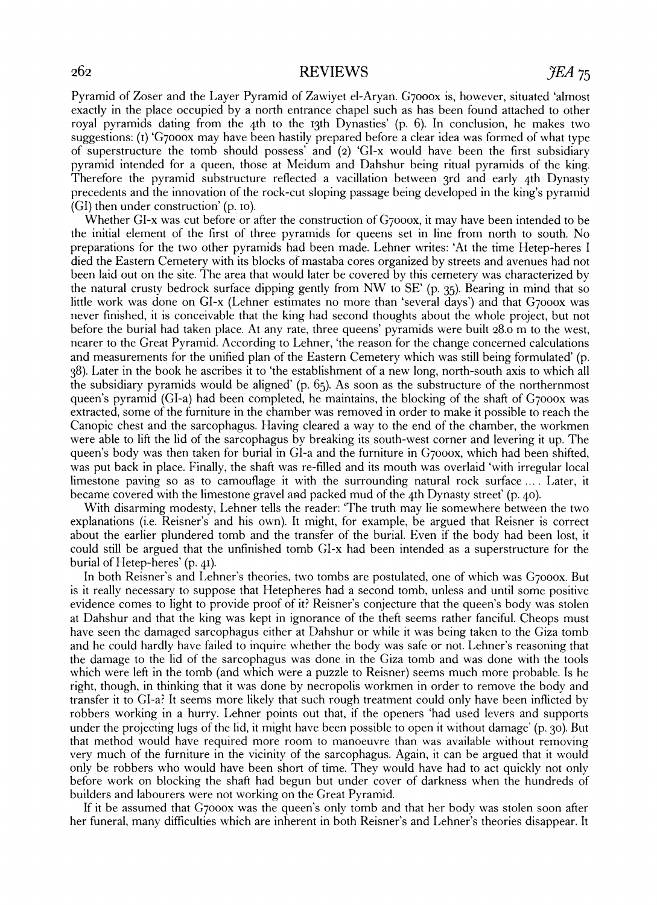Pyramid of Zoser and the Layer Pyramid of Zawiyet el-Aryan. G7000x is, however, situated 'almost exactly in the place occupied by a north entrance chapel such as has been found attached to other royal pyramids dating from the 4th to the 13th Dynasties' (p. 6). In conclusion, he makes two suggestions: (1) 'G7000x may have been hastily prepared before a clear idea was formed of what type of superstructure the tomb should possess' and (2) 'GI-x would have been the first subsidiary pyramid intended for a queen, those at Meidum and Dahshur being ritual pyramids of the king. Therefore the pyramid substructure reflected a vacillation between 3rd and early 4th Dynasty precedents and the innovation of the rock-cut sloping passage being developed in the king's pyramid (GI) then under construction' (p. 10).

Whether GI-x was cut before or after the construction of G7000x, it may have been intended to be the initial element of the first of three pyramids for queens set in line from north to south. No preparations for the two other pyramids had been made. Lehner writes: 'At the time Hetep-heres I died the Eastern Cemetery with its blocks of mastaba cores organized by streets and avenues had not been laid out on the site. The area that would later be covered by this cemetery was characterized by the natural crusty bedrock surface dipping gently from NW to SE' (p. 35). Bearing in mind that so little work was done on GI-x (Lehner estimates no more than 'several days') and that G7000x was never finished, it is conceivable that the king had second thoughts about the whole project, but not before the burial had taken place. At any rate, three queens' pyramids were built 28.0 m to the west, nearer to the Great Pyramid. According to Lehner, 'the reason for the change concerned calculations and measurements for the unified plan of the Eastern Cemetery which was still being formulated' (p. 38). Later in the book he ascribes it to 'the establishment of a new long, north-south axis to which all the subsidiary pyramids would be aligned' (p. 65). As soon as the substructure of the northernmost queen's pyramid (GI-a) had been completed, he maintains, the blocking of the shaft of G7000x was extracted, some of the furniture in the chamber was removed in order to make it possible to reach the Canopic chest and the sarcophagus. Having cleared a way to the end of the chamber, the workmen were able to lift the lid of the sarcophagus by breaking its south-west corner and levering it up. The queen's body was then taken for burial in GI-a and the furniture in G7000x, which had been shifted, was put back in place. Finally, the shaft was re-filled and its mouth was overlaid 'with irregular local limestone paving so as to camouflage it with the surrounding natural rock surface .... Later, it became covered with the limestone gravel and packed mud of the 4th Dynasty street' (p. 40).

With disarming modesty, Lehner tells the reader: 'The truth may lie somewhere between the two explanations (i.e. Reisner's and his own). It might, for example, be argued that Reisner is correct about the earlier plundered tomb and the transfer of the burial. Even if the body had been lost, it could still be argued that the unfinished tomb GI-x had been intended as a superstructure for the burial of Hetep-heres' (p. 41).

In both Reisner's and Lehner's theories, two tombs are postulated, one of which was G7000x. But is it really necessary to suppose that Hetepheres had a second tomb, unless and until some positive evidence comes to light to provide proof of it? Reisner's conjecture that the queen's body was stolen at Dahshur and that the king was kept in ignorance of the theft seems rather fanciful. Cheops must have seen the damaged sarcophagus either at Dahshur or while it was being taken to the Giza tomb and he could hardly have failed to inquire whether the body was safe or not. Lehner's reasoning that the damage to the lid of the sarcophagus was done in the Giza tomb and was done with the tools which were left in the tomb (and which were a puzzle to Reisner) seems much more probable. Is he right, though, in thinking that it was done by necropolis workmen in order to remove the body and transfer it to GI-a? It seems more likely that such rough treatment could only have been inflicted by robbers working in a hurry. Lehner points out that, if the openers 'had used levers and supports under the projecting lugs of the lid, it might have been possible to open it without damage' (p. 30). But that method would have required more room to manoeuvre than was available without removing very much of the furniture in the vicinity of the sarcophagus. Again, it can be argued that it would only be robbers who would have been short of time. They would have had to act quickly not only before work on blocking the shaft had begun but under cover of darkness when the hundreds of builders and labourers were not working on the Great Pyramid.

If it be assumed that G7000x was the queen's only tomb and that her body was stolen soon after her funeral, many difficulties which are inherent in both Reisner's and Lehner's theories disappear. It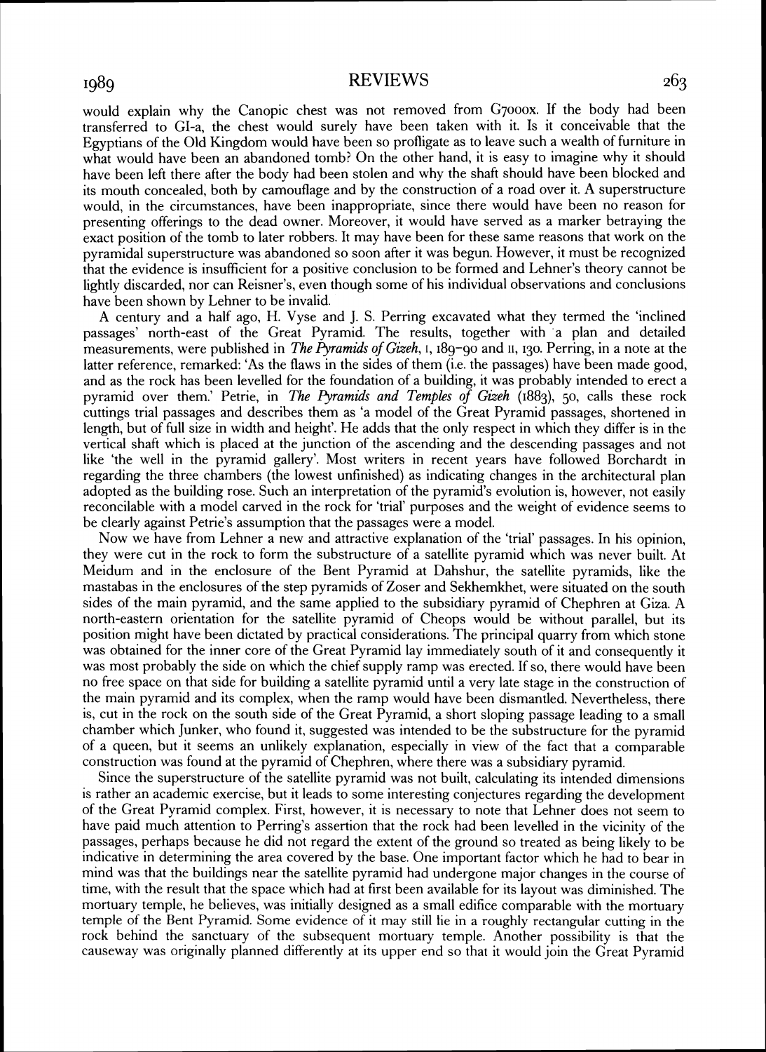would explain why the Canopic chest was not removed from G7000x. If the body had been transferred to GI-a, the chest would surely have been taken with it. Is it conceivable that the Egyptians of the Old Kingdom would have been so profligate as to leave such a wealth of furniture in what would have been an abandoned tomb? On the other hand, it is easy to imagine why it should have been left there after the body had been stolen and why the shaft should have been blocked and its mouth concealed, both by camouflage and by the construction of a road over it. A superstructure would, in the circumstances, have been inappropriate, since there would have been no reason for presenting offerings to the dead owner. Moreover, it would have served as a marker betraying the exact position of the tomb to later robbers. It may have been for these same reasons that work on the pyramidal superstructure was abandoned so soon after it was begun. However, it must be recognized that the evidence is insufficient for a positive conclusion to be formed and Lehner's theory cannot be lightly discarded, nor can Reisner's, even though some of his individual observations and conclusions have been shown by Lehner to be invalid.

A century and a half ago, H. Vyse and J. S. Perring excavated what they termed the 'inclined passages' north-east of the Great Pyramid. The results, together with a plan and detailed measurements, were published in *The Pyramids of Gizeh*, I, 189–90 and II, 130. Perring, in a note at the latter reference, remarked: 'As the flaws in the sides of them (i.e. the passages) have been made good, and as the rock has been levelled for the foundation of a building, it was probably intended to erect a pyramid over them.' Petrie, in *The Pyramids and Temples of Gizeh* (1883), 50, calls these rock cuttings trial passages and describes them as 'a model of the Great Pyramid passages, shortened in length, but of full size in width and height'. He adds that the only respect in which they differ is in the vertical shaft which is placed at the junction of the ascending and the descending passages and not like 'the well in the pyramid gallery'. Most writers in recent years have followed Borchardt in regarding the three chambers (the lowest unfinished) as indicating changes in the architectural plan adopted as the building rose. Such an interpretation of the pyramid's evolution is, however, not easily reconcilable with a model carved in the rock for 'trial' purposes and the weight of evidence seems to be clearly against Petrie's assumption that the passages were a model.

Now we have from Lehner a new and attractive explanation of the 'trial' passages. In his opinion, they were cut in the rock to form the substructure of a satellite pyramid which was never built. At Meidum and in the enclosure of the Bent Pyramid at Dahshur, the satellite pyramids, like the mastabas in the enclosures of the step pyramids of Zoser and Sekhemkhet, were situated on the south sides of the main pyramid, and the same applied to the subsidiary pyramid of Chephren at Giza. A north-eastern orientation for the satellite pyramid of Cheops would be without parallel, but its position might have been dictated by practical considerations. The principal quarry from which stone was obtained for the inner core of the Great Pyramid lay immediately south of it and consequently it was most probably the side on which the chief supply ramp was erected. If so, there would have been no free space on that side for building a satellite pyramid until a very late stage in the construction of the main pyramid and its complex, when the ramp would have been dismantled. Nevertheless, there is, cut in the rock on the south side of the Great Pyramid, a short sloping passage leading to a small chamber which Junker, who found it, suggested was intended to be the substructure for the pyramid of a queen, but it seems an unlikely explanation, especially in view of the fact that a comparable construction was found at the pyramid of Chephren, where there was a subsidiary pyramid.

Since the superstructure of the satellite pyramid was not built, calculating its intended dimensions is rather an academic exercise, but it leads to some interesting conjectures regarding the development of the Great Pyramid complex. First, however, it is necessary to note that Lehner does not seem to have paid much attention to Perring's assertion that the rock had been levelled in the vicinity of the passages, perhaps because he did not regard the extent of the ground so treated as being likely to be indicative in determining the area covered by the base. One important factor which he had to bear in mind was that the buildings near the satellite pyramid had undergone major changes in the course of time, with the result that the space which had at first been available for its layout was diminished. The mortuary temple, he believes, was initially designed as a small edifice comparable with the mortuary temple of the Bent Pyramid. Some evidence of it may still lie in a roughly rectangular cutting in the rock behind the sanctuary of the subsequent mortuary temple. Another possibility is that the causeway was originally planned differently at its upper end so that it would join the Great Pyramid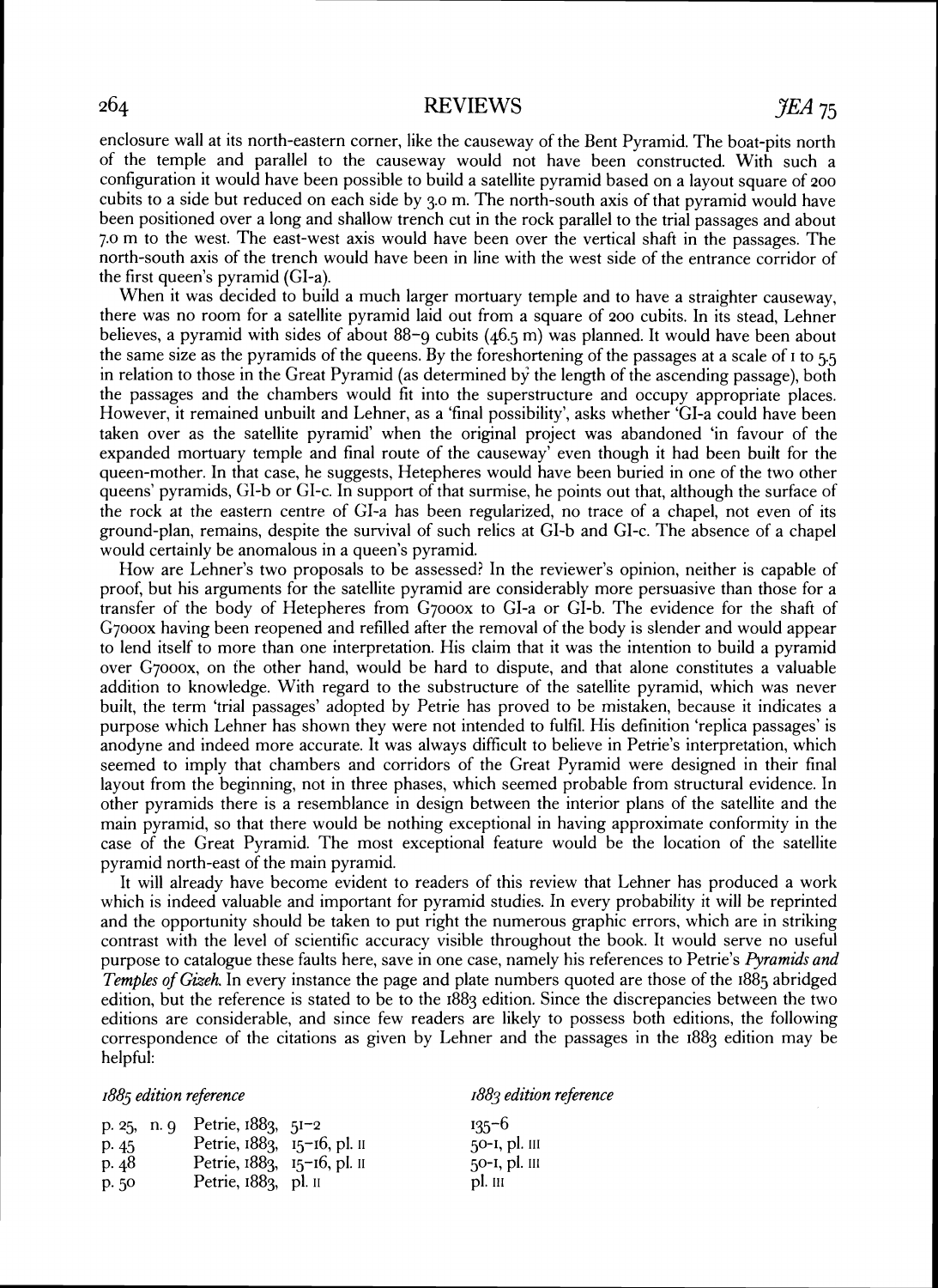enclosure wall at its north-eastern corner, like the causeway of the Bent Pyramid. The boat-pits north of the temple and parallel to the causeway would not have been constructed. With such a configuration it would have been possible to build a satellite pyramid based on a layout square of 200 cubits to a side but reduced on each side by 3.0 m. The north-south axis of that pyramid would have been positioned over a long and shallow trench cut in the rock parallel to the trial passages and about 7.0 m to the west. The east-west axis would have been over the vertical shaft in the passages. The north-south axis of the trench would have been in line with the west side of the entrance corridor of the first queen's pyramid (GI-a).

When it was decided to build a much larger mortuary temple and to have a straighter causeway, there was no room for a satellite pyramid laid out from a square of 200 cubits. In its stead, Lehner believes, a pyramid with sides of about 88–9 cubits (46.5 m) was planned. It would have been about the same size as the pyramids of the queens. By the foreshortening of the passages at a scale of 1 to 5.5 in relation to those in the Great Pyramid (as determined by the length of the ascending passage), both the passages and the chambers would fit into the superstructure and occupy appropriate places. However, it remained unbuilt and Lehner, as a 'final possibility', asks whether 'GI-a could have been taken over as the satellite pyramid' when the original project was abandoned 'in favour of the expanded mortuary temple and final route of the causeway' even though it had been built for the queen-mother. In that case, he suggests, Hetepheres would have been buried in one of the two other queens' pyramids, GI-b or GI-c. In support of that surmise, he points out that, although the surface of the rock at the eastern centre of GI-a has been regularized, no trace of a chapel, not even of its ground-plan, remains, despite the survival of such relics at GI-b and GI-c. The absence of a chapel would certainly be anomalous in a queen's pyramid.

How are Lehner's two proposals to be assessed? In the reviewer's opinion, neither is capable of proof, but his arguments for the satellite pyramid are considerably more persuasive than those for a transfer of the body of Hetepheres from G7000x to GI-a or GI-b. The evidence for the shaft of G7000x having been reopened and refilled after the removal of the body is slender and would appear to lend itself to more than one interpretation. His claim that it was the intention to build a pyramid over G7000x, on the other hand, would be hard to dispute, and that alone constitutes a valuable addition to knowledge. With regard to the substructure of the satellite pyramid, which was never built, the term 'trial passages' adopted by Petrie has proved to be mistaken, because it indicates a purpose which Lehner has shown they were not intended to fulfil. His definition 'replica passages' is anodyne and indeed more accurate. It was always difficult to believe in Petrie's interpretation, which seemed to imply that chambers and corridors of the Great Pyramid were designed in their final layout from the beginning, not in three phases, which seemed probable from structural evidence. In other pyramids there is a resemblance in design between the interior plans of the satellite and the main pyramid, so that there would be nothing exceptional in having approximate conformity in the case of the Great Pyramid. The most exceptional feature would be the location of the satellite pyramid north-east of the main pyramid.

It will already have become evident to readers of this review that Lehner has produced a work which is indeed valuable and important for pyramid studies. In every probability it will be reprinted and the opportunity should be taken to put right the numerous graphic errors, which are in striking contrast with the level of scientific accuracy visible throughout the book. It would serve no useful purpose to catalogue these faults here, save in one case, namely his references to Petrie's *Pyramids and Temples of Gizeh*. In every instance the page and plate numbers quoted are those of the 1885 abridged edition, but the reference is stated to be to the 1883 edition. Since the discrepancies between the two editions are considerable, and since few readers are likely to possess both editions, the following correspondence of the citations as given by Lehner and the passages in the 1883 edition may be helpful:

| *1885 edition reference* | | *1883 edition reference* |
|---|---|---|
| p. 25, n. 9 | Petrie, 1883, 51–2 | 135–6 |
| p. 45 | Petrie, 1883, 15–16, pl. II | 50–1, pl. III |
| p. 48 | Petrie, 1883, 15–16, pl. II | 50–1, pl. III |
| p. 50 | Petrie, 1883, pl. II | pl. III |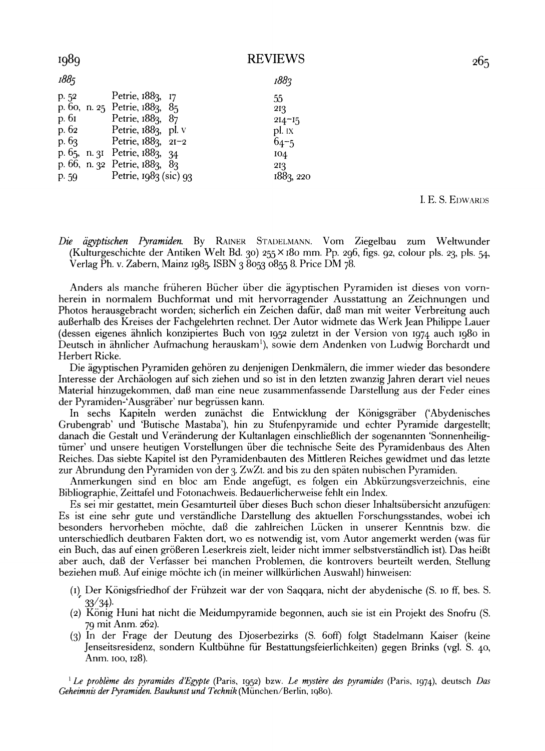| *1885* | | *1883* |
|---|---|---|
| p. 52 | Petrie, 1883, 17 | 55 |
| p. 60, n. 25 | Petrie, 1883, 85 | 213 |
| p. 61 | Petrie, 1883, 87 | 214–15 |
| p. 62 | Petrie, 1883, pl. v | pl. IX |
| p. 63 | Petrie, 1883, 21–2 | 64–5 |
| p. 65, n. 31 | Petrie, 1883, 34 | 104 |
| p. 66, n. 32 | Petrie, 1883, 83 | 213 |
| p. 59 | Petrie, 1983 (sic) 93 | 1883, 220 |

I. E. S. EDWARDS

*Die ägyptischen Pyramiden.* By RAINER STADELMANN. Vom Ziegelbau zum Weltwunder (Kulturgeschichte der Antiken Welt Bd. 30) 255 × 180 mm. Pp. 296, figs. 92, colour pls. 23, pls. 54, Verlag Ph. v. Zabern, Mainz 1985. ISBN 3 8053 0855 8. Price DM 78.

Anders als manche früheren Bücher über die ägyptischen Pyramiden ist dieses von vornherein in normalem Buchformat und mit hervorragender Ausstattung an Zeichnungen und Photos herausgebracht worden; sicherlich ein Zeichen dafür, daß man mit weiter Verbreitung auch außerhalb des Kreises der Fachgelehrten rechnet. Der Autor widmete das Werk Jean Philippe Lauer (dessen eigenes ähnlich konzipiertes Buch von 1952 zuletzt in der Version von 1974 auch 1980 in Deutsch in ähnlicher Aufmachung herauskam[1]), sowie dem Andenken von Ludwig Borchardt und Herbert Ricke.

Die ägyptischen Pyramiden gehören zu denjenigen Denkmälern, die immer wieder das besondere Interesse der Archäologen auf sich ziehen und so ist in den letzten zwanzig Jahren derart viel neues Material hinzugekommen, daß man eine neue zusammenfassende Darstellung aus der Feder eines der Pyramiden-'Ausgräber' nur begrüssen kann.

In sechs Kapiteln werden zunächst die Entwicklung der Königsgräber ('Abydenisches Grubengrab' und 'Butische Mastaba'), hin zu Stufenpyramide und echter Pyramide dargestellt; danach die Gestalt und Veränderung der Kultanlagen einschließlich der sogenannten 'Sonnenheiligtümer' und unsere heutigen Vorstellungen über die technische Seite des Pyramidenbaus des Alten Reiches. Das siebte Kapitel ist den Pyramidenbauten des Mittleren Reiches gewidmet und das letzte zur Abrundung den Pyramiden von der 3. ZwZt. and bis zu den späten nubischen Pyramiden.

Anmerkungen sind en bloc am Ende angefügt, es folgen ein Abkürzungsverzeichnis, eine Bibliographie, Zeittafel und Fotonachweis. Bedauerlicherweise fehlt ein Index.

Es sei mir gestattet, mein Gesamturteil über dieses Buch schon dieser Inhaltsübersicht anzufügen: Es ist eine sehr gute und verständliche Darstellung des aktuellen Forschungsstandes, wobei ich besonders hervorheben möchte, daß die zahlreichen Lücken in unserer Kenntnis bzw. die unterschiedlich deutbaren Fakten dort, wo es notwendig ist, vom Autor angemerkt werden (was für ein Buch, das auf einen größeren Leserkreis zielt, leider nicht immer selbstverständlich ist). Das heißt aber auch, daß der Verfasser bei manchen Problemen, die kontrovers beurteilt werden, Stellung beziehen muß. Auf einige möchte ich (in meiner willkürlichen Auswahl) hinweisen:

(1) Der Königsfriedhof der Frühzeit war der von Saqqara, nicht der abydenische (S. 10 ff, bes. S. 33/34).
(2) König Huni hat nicht die Meidumpyramide begonnen, auch sie ist ein Projekt des Snofru (S. 79 mit Anm. 262).
(3) In der Frage der Deutung des Djoserbezirks (S. 60ff) folgt Stadelmann Kaiser (keine Jenseitsresidenz, sondern Kultbühne für Bestattungsfeierlichkeiten) gegen Brinks (vgl. S. 40, Anm. 100, 128).

[1] *Le problème des pyramides d'Egypte* (Paris, 1952) bzw. *Le mystère des pyramides* (Paris, 1974), deutsch *Das Geheimnis der Pyramiden. Baukunst und Technik* (München/Berlin, 1980).